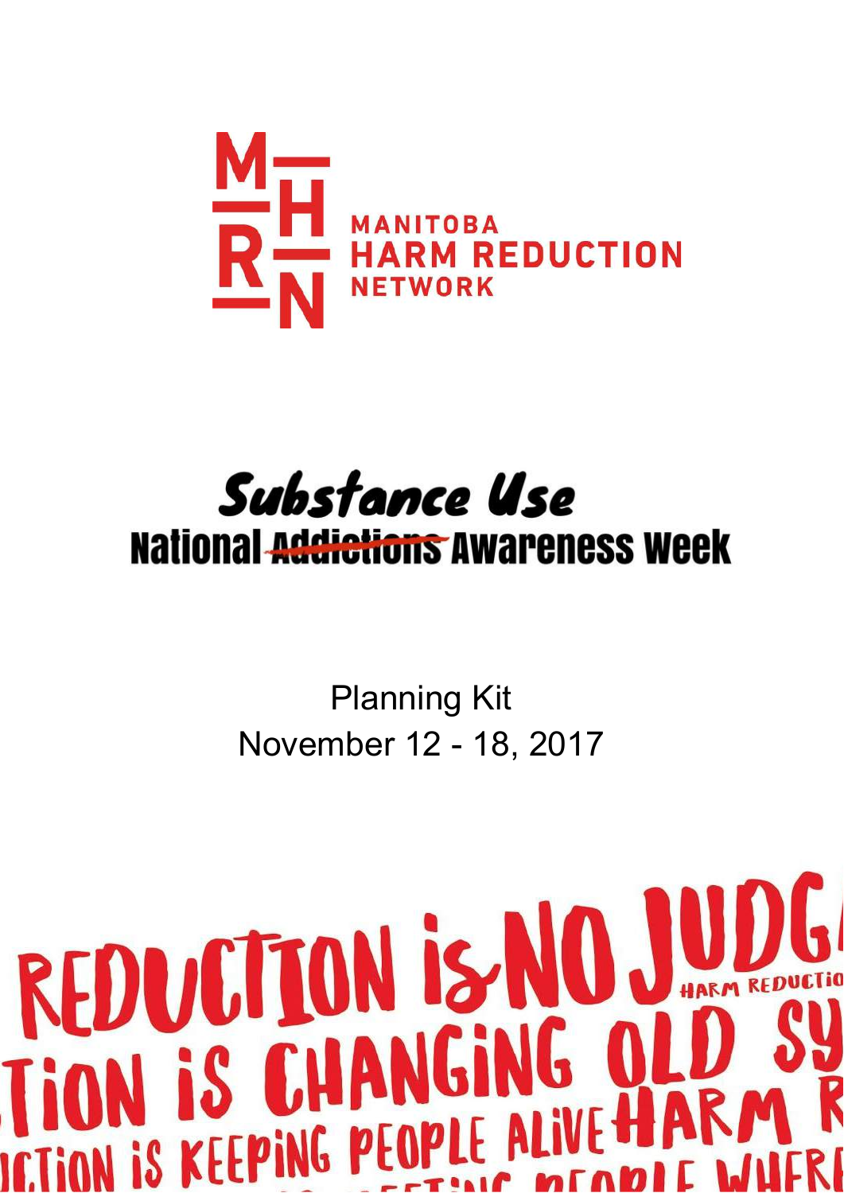MANITOBA HARM REDUCTION NETWORK

# Substance Use

## National ~~Addictions~~ Awareness Week

Planning Kit

November 12 - 18, 2017

REDUCTION is NO JUDG

TION iS CHANGING OLD SY

ICTION iS KEEPiNG PEOPLE ALiVE HARM R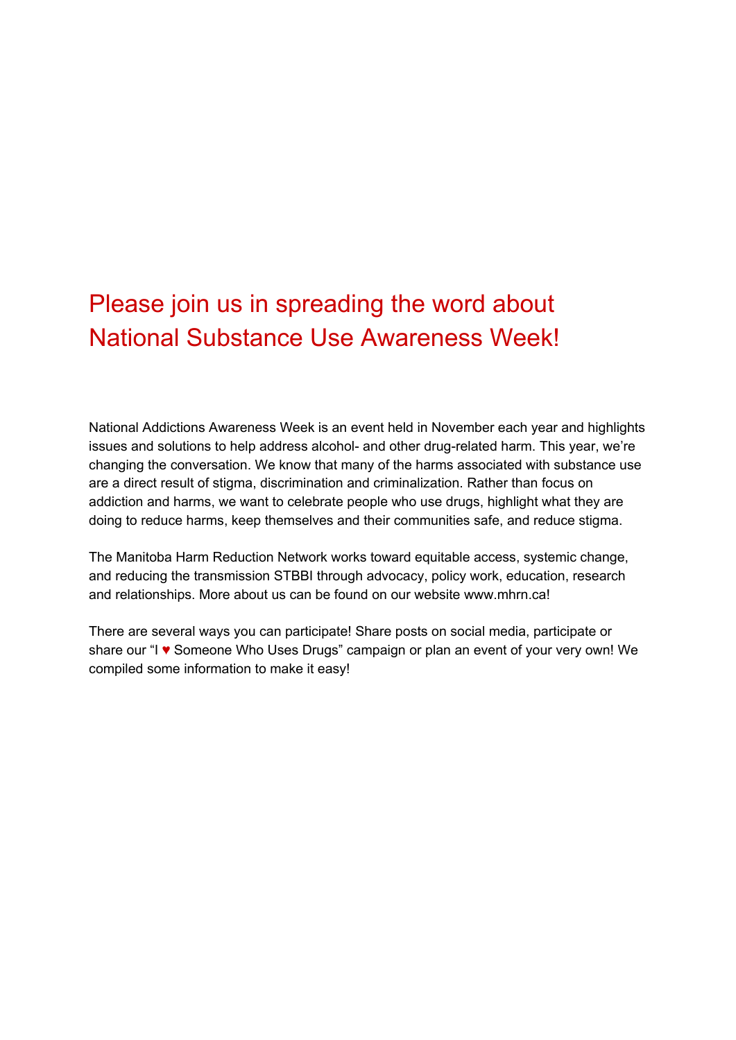# Please join us in spreading the word about National Substance Use Awareness Week!

National Addictions Awareness Week is an event held in November each year and highlights issues and solutions to help address alcohol- and other drug-related harm. This year, we're changing the conversation. We know that many of the harms associated with substance use are a direct result of stigma, discrimination and criminalization. Rather than focus on addiction and harms, we want to celebrate people who use drugs, highlight what they are doing to reduce harms, keep themselves and their communities safe, and reduce stigma.

The Manitoba Harm Reduction Network works toward equitable access, systemic change, and reducing the transmission STBBI through advocacy, policy work, education, research and relationships. More about us can be found on our website www.mhrn.ca!

There are several ways you can participate! Share posts on social media, participate or share our "I ♥ Someone Who Uses Drugs" campaign or plan an event of your very own! We compiled some information to make it easy!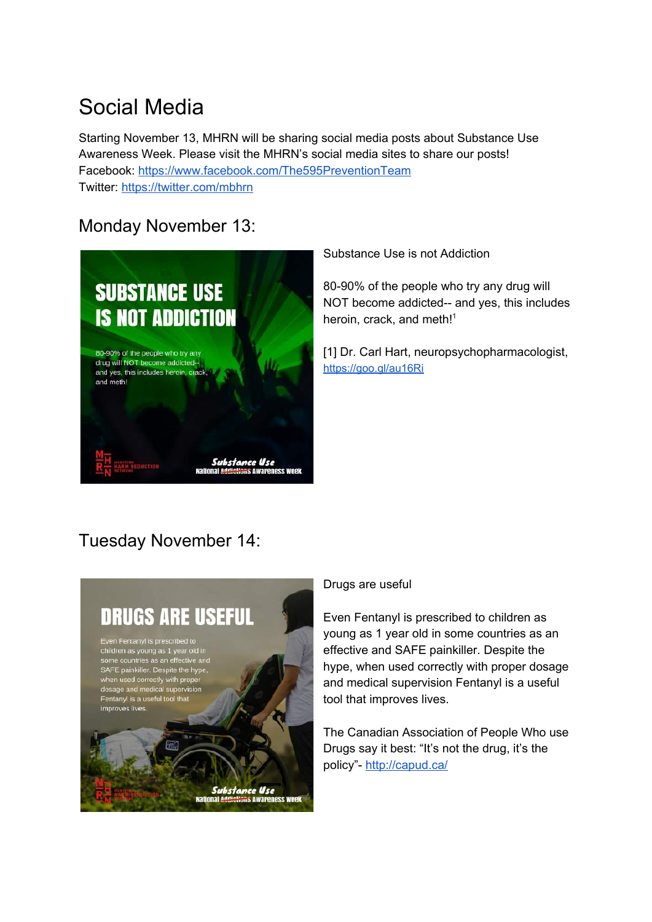# Social Media

Starting November 13, MHRN will be sharing social media posts about Substance Use Awareness Week. Please visit the MHRN's social media sites to share our posts!
Facebook: https://www.facebook.com/The595PreventionTeam
Twitter: https://twitter.com/mbhrn

## Monday November 13:

Substance Use is not Addiction

80-90% of the people who try any drug will NOT become addicted-- and yes, this includes heroin, crack, and meth![1]

[1] Dr. Carl Hart, neuropsychopharmacologist, https://goo.gl/au16Ri

## Tuesday November 14:

Drugs are useful

Even Fentanyl is prescribed to children as young as 1 year old in some countries as an effective and SAFE painkiller. Despite the hype, when used correctly with proper dosage and medical supervision Fentanyl is a useful tool that improves lives.

The Canadian Association of People Who use Drugs say it best: "It's not the drug, it's the policy"- http://capud.ca/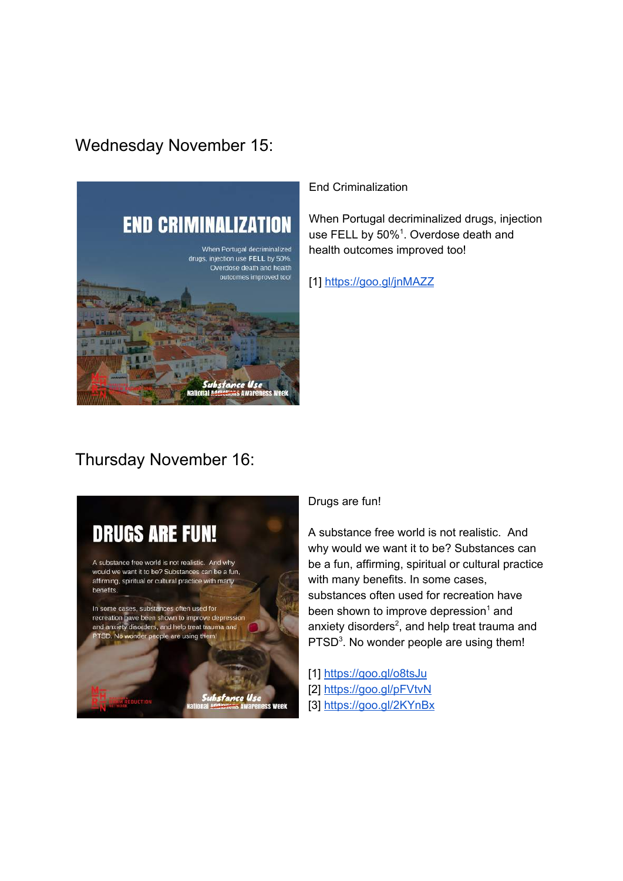Wednesday November 15:

End Criminalization

When Portugal decriminalized drugs, injection use FELL by 50%[1]. Overdose death and health outcomes improved too!

[1] https://goo.gl/jnMAZZ

Thursday November 16:

Drugs are fun!

A substance free world is not realistic. And why would we want it to be? Substances can be a fun, affirming, spiritual or cultural practice with many benefits. In some cases, substances often used for recreation have been shown to improve depression[1] and anxiety disorders[2], and help treat trauma and PTSD[3]. No wonder people are using them!

[1] https://goo.gl/o8tsJu
[2] https://goo.gl/pFVtvN
[3] https://goo.gl/2KYnBx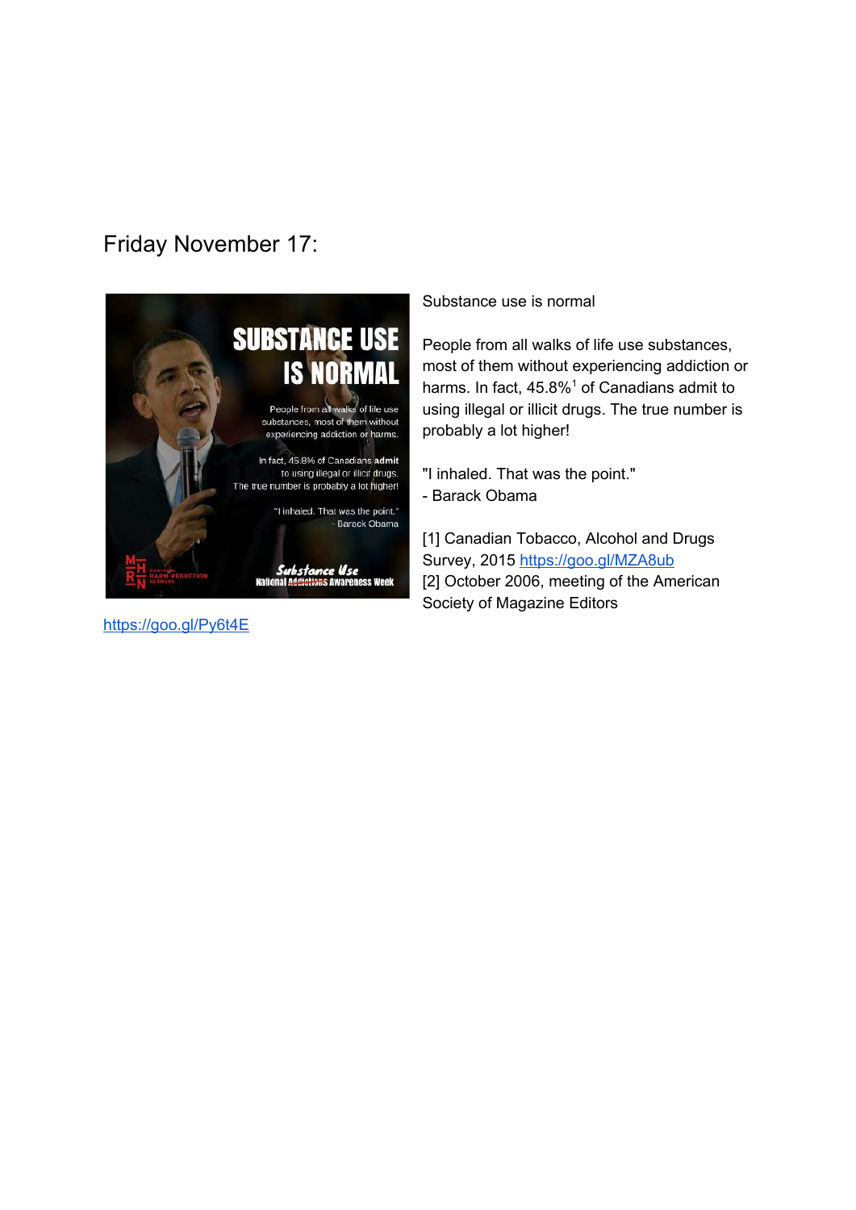## Friday November 17:

https://goo.gl/Py6t4E

Substance use is normal

People from all walks of life use substances, most of them without experiencing addiction or harms. In fact, 45.8%[1] of Canadians admit to using illegal or illicit drugs. The true number is probably a lot higher!

"I inhaled. That was the point."
- Barack Obama

[1] Canadian Tobacco, Alcohol and Drugs Survey, 2015 https://goo.gl/MZA8ub
[2] October 2006, meeting of the American Society of Magazine Editors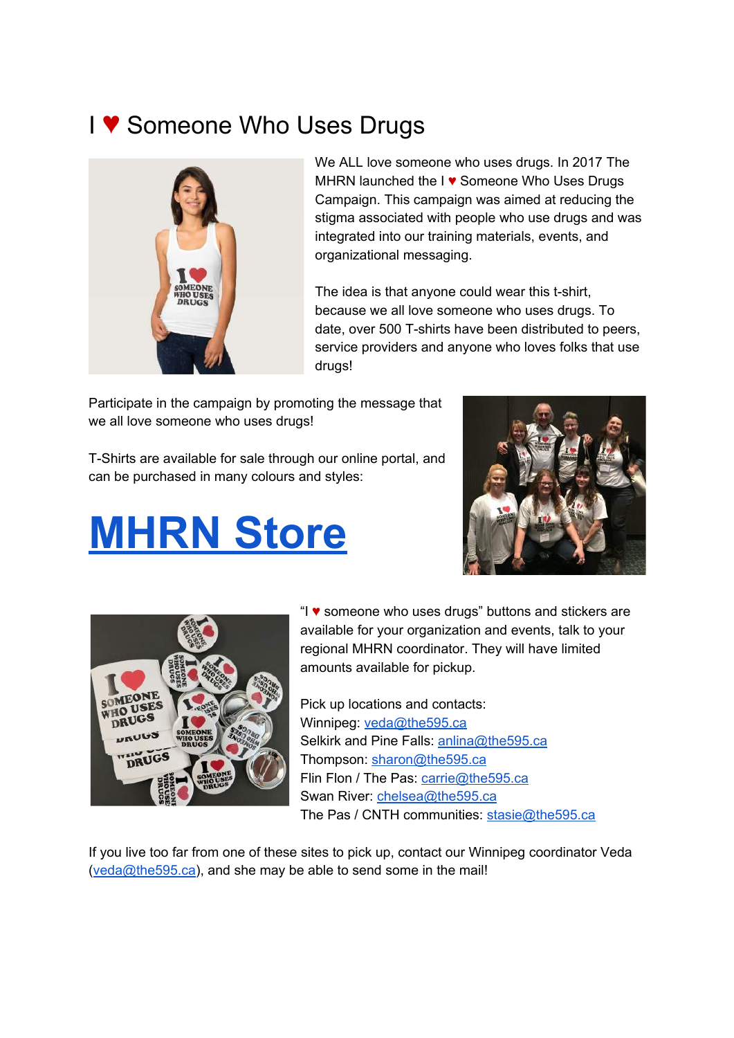# I ♥ Someone Who Uses Drugs

We ALL love someone who uses drugs. In 2017 The MHRN launched the I ♥ Someone Who Uses Drugs Campaign. This campaign was aimed at reducing the stigma associated with people who use drugs and was integrated into our training materials, events, and organizational messaging.

The idea is that anyone could wear this t-shirt, because we all love someone who uses drugs. To date, over 500 T-shirts have been distributed to peers, service providers and anyone who loves folks that use drugs!

Participate in the campaign by promoting the message that we all love someone who uses drugs!

T-Shirts are available for sale through our online portal, and can be purchased in many colours and styles:

# MHRN Store

"I ♥ someone who uses drugs" buttons and stickers are available for your organization and events, talk to your regional MHRN coordinator. They will have limited amounts available for pickup.

Pick up locations and contacts:
Winnipeg: veda@the595.ca
Selkirk and Pine Falls: anlina@the595.ca
Thompson: sharon@the595.ca
Flin Flon / The Pas: carrie@the595.ca
Swan River: chelsea@the595.ca
The Pas / CNTH communities: stasie@the595.ca

If you live too far from one of these sites to pick up, contact our Winnipeg coordinator Veda (veda@the595.ca), and she may be able to send some in the mail!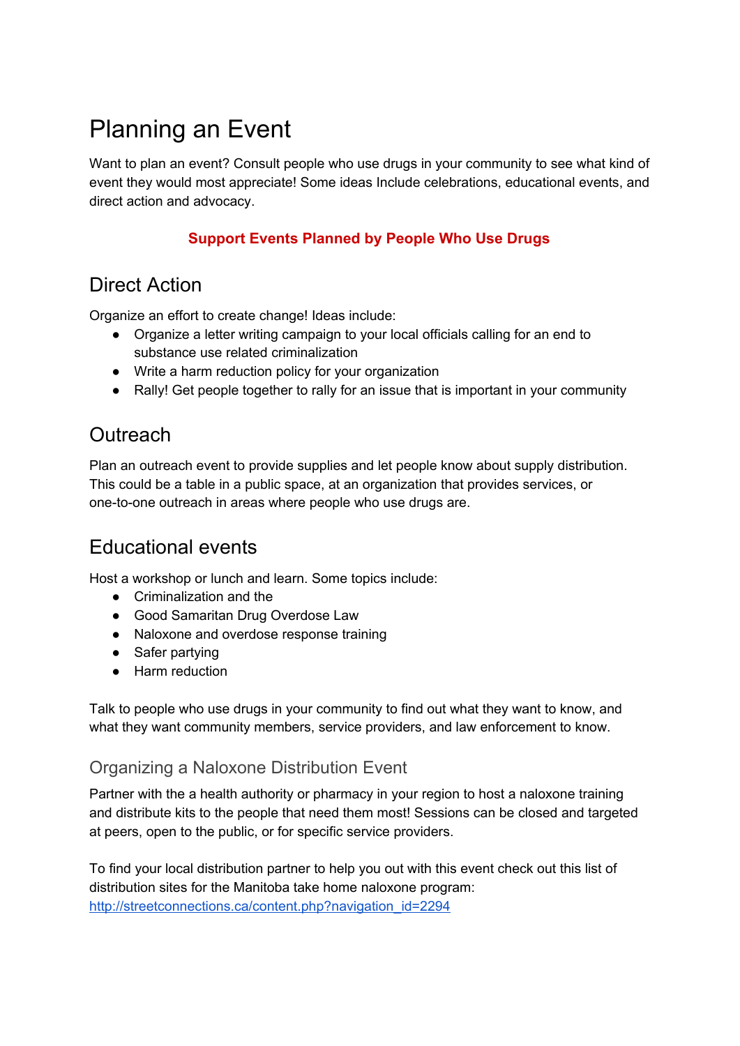# Planning an Event

Want to plan an event? Consult people who use drugs in your community to see what kind of event they would most appreciate! Some ideas Include celebrations, educational events, and direct action and advocacy.

**Support Events Planned by People Who Use Drugs**

## Direct Action

Organize an effort to create change! Ideas include:

- Organize a letter writing campaign to your local officials calling for an end to substance use related criminalization
- Write a harm reduction policy for your organization
- Rally! Get people together to rally for an issue that is important in your community

## Outreach

Plan an outreach event to provide supplies and let people know about supply distribution. This could be a table in a public space, at an organization that provides services, or one-to-one outreach in areas where people who use drugs are.

## Educational events

Host a workshop or lunch and learn. Some topics include:

- Criminalization and the
- Good Samaritan Drug Overdose Law
- Naloxone and overdose response training
- Safer partying
- Harm reduction

Talk to people who use drugs in your community to find out what they want to know, and what they want community members, service providers, and law enforcement to know.

### Organizing a Naloxone Distribution Event

Partner with the a health authority or pharmacy in your region to host a naloxone training and distribute kits to the people that need them most! Sessions can be closed and targeted at peers, open to the public, or for specific service providers.

To find your local distribution partner to help you out with this event check out this list of distribution sites for the Manitoba take home naloxone program: [http://streetconnections.ca/content.php?navigation_id=2294](http://streetconnections.ca/content.php?navigation_id=2294)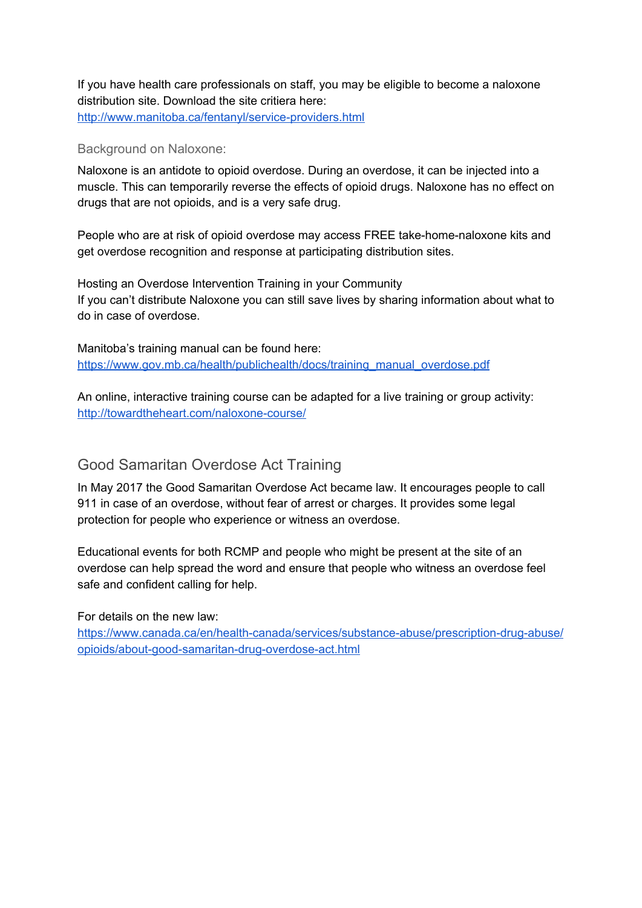If you have health care professionals on staff, you may be eligible to become a naloxone distribution site. Download the site critiera here: [http://www.manitoba.ca/fentanyl/service-providers.html](http://www.manitoba.ca/fentanyl/service-providers.html)

### Background on Naloxone:

Naloxone is an antidote to opioid overdose. During an overdose, it can be injected into a muscle. This can temporarily reverse the effects of opioid drugs. Naloxone has no effect on drugs that are not opioids, and is a very safe drug.

People who are at risk of opioid overdose may access FREE take-home-naloxone kits and get overdose recognition and response at participating distribution sites.

Hosting an Overdose Intervention Training in your Community
If you can't distribute Naloxone you can still save lives by sharing information about what to do in case of overdose.

Manitoba's training manual can be found here:
[https://www.gov.mb.ca/health/publichealth/docs/training_manual_overdose.pdf](https://www.gov.mb.ca/health/publichealth/docs/training_manual_overdose.pdf)

An online, interactive training course can be adapted for a live training or group activity:
[http://towardtheheart.com/naloxone-course/](http://towardtheheart.com/naloxone-course/)

## Good Samaritan Overdose Act Training

In May 2017 the Good Samaritan Overdose Act became law. It encourages people to call 911 in case of an overdose, without fear of arrest or charges. It provides some legal protection for people who experience or witness an overdose.

Educational events for both RCMP and people who might be present at the site of an overdose can help spread the word and ensure that people who witness an overdose feel safe and confident calling for help.

For details on the new law:
[https://www.canada.ca/en/health-canada/services/substance-abuse/prescription-drug-abuse/opioids/about-good-samaritan-drug-overdose-act.html](https://www.canada.ca/en/health-canada/services/substance-abuse/prescription-drug-abuse/opioids/about-good-samaritan-drug-overdose-act.html)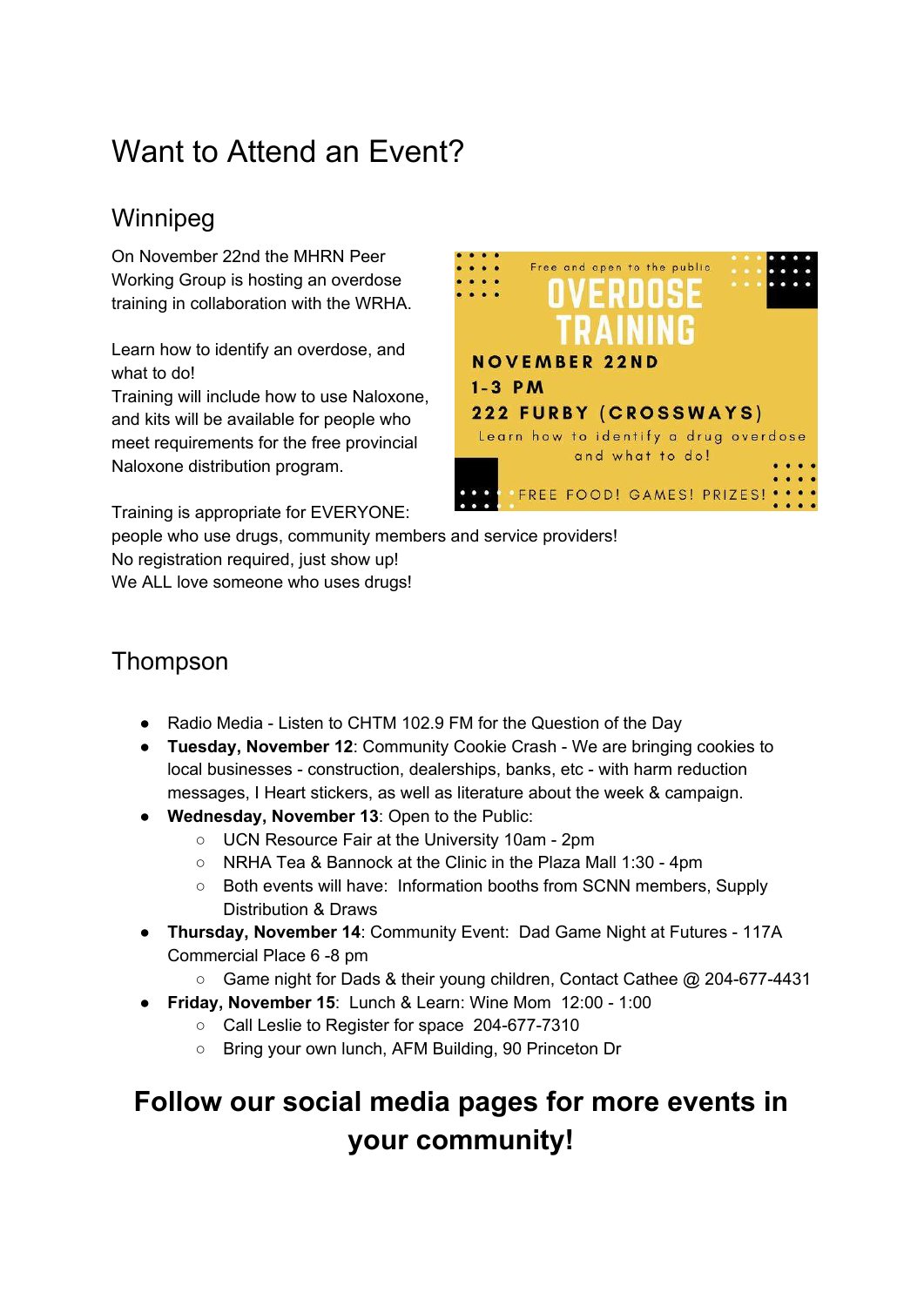# Want to Attend an Event?

## Winnipeg

On November 22nd the MHRN Peer Working Group is hosting an overdose training in collaboration with the WRHA.

Learn how to identify an overdose, and what to do!
Training will include how to use Naloxone, and kits will be available for people who meet requirements for the free provincial Naloxone distribution program.

Free and open to the public
**OVERDOSE TRAINING**
**NOVEMBER 22ND**
**1-3 PM**
**222 FURBY (CROSSWAYS)**
Learn how to identify a drug overdose and what to do!
FREE FOOD! GAMES! PRIZES!

Training is appropriate for EVERYONE:
people who use drugs, community members and service providers!
No registration required, just show up!
We ALL love someone who uses drugs!

## Thompson

- Radio Media - Listen to CHTM 102.9 FM for the Question of the Day
- **Tuesday, November 12**: Community Cookie Crash - We are bringing cookies to local businesses - construction, dealerships, banks, etc - with harm reduction messages, I Heart stickers, as well as literature about the week & campaign.
- **Wednesday, November 13**: Open to the Public:
  - UCN Resource Fair at the University 10am - 2pm
  - NRHA Tea & Bannock at the Clinic in the Plaza Mall 1:30 - 4pm
  - Both events will have: Information booths from SCNN members, Supply Distribution & Draws
- **Thursday, November 14**: Community Event: Dad Game Night at Futures - 117A Commercial Place 6 -8 pm
  - Game night for Dads & their young children, Contact Cathee @ 204-677-4431
- **Friday, November 15**: Lunch & Learn: Wine Mom 12:00 - 1:00
  - Call Leslie to Register for space 204-677-7310
  - Bring your own lunch, AFM Building, 90 Princeton Dr

**Follow our social media pages for more events in your community!**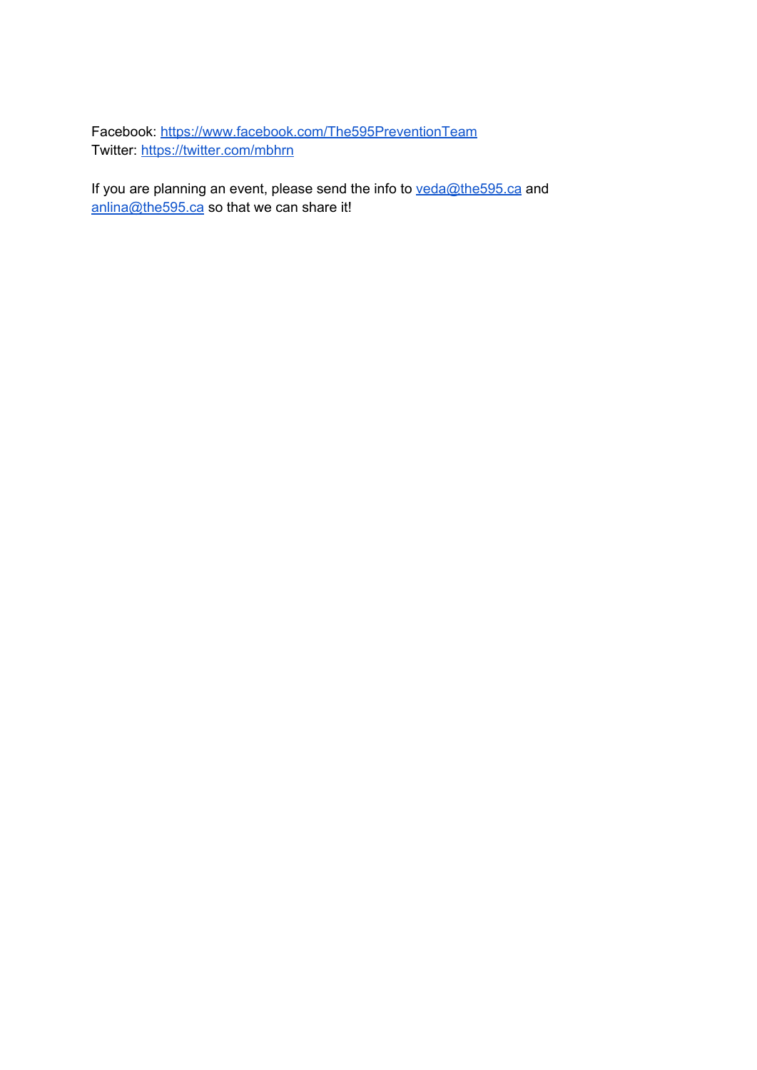Facebook: [https://www.facebook.com/The595PreventionTeam](https://www.facebook.com/The595PreventionTeam)
Twitter: [https://twitter.com/mbhrn](https://twitter.com/mbhrn)

If you are planning an event, please send the info to [veda@the595.ca](mailto:veda@the595.ca) and [anlina@the595.ca](mailto:anlina@the595.ca) so that we can share it!